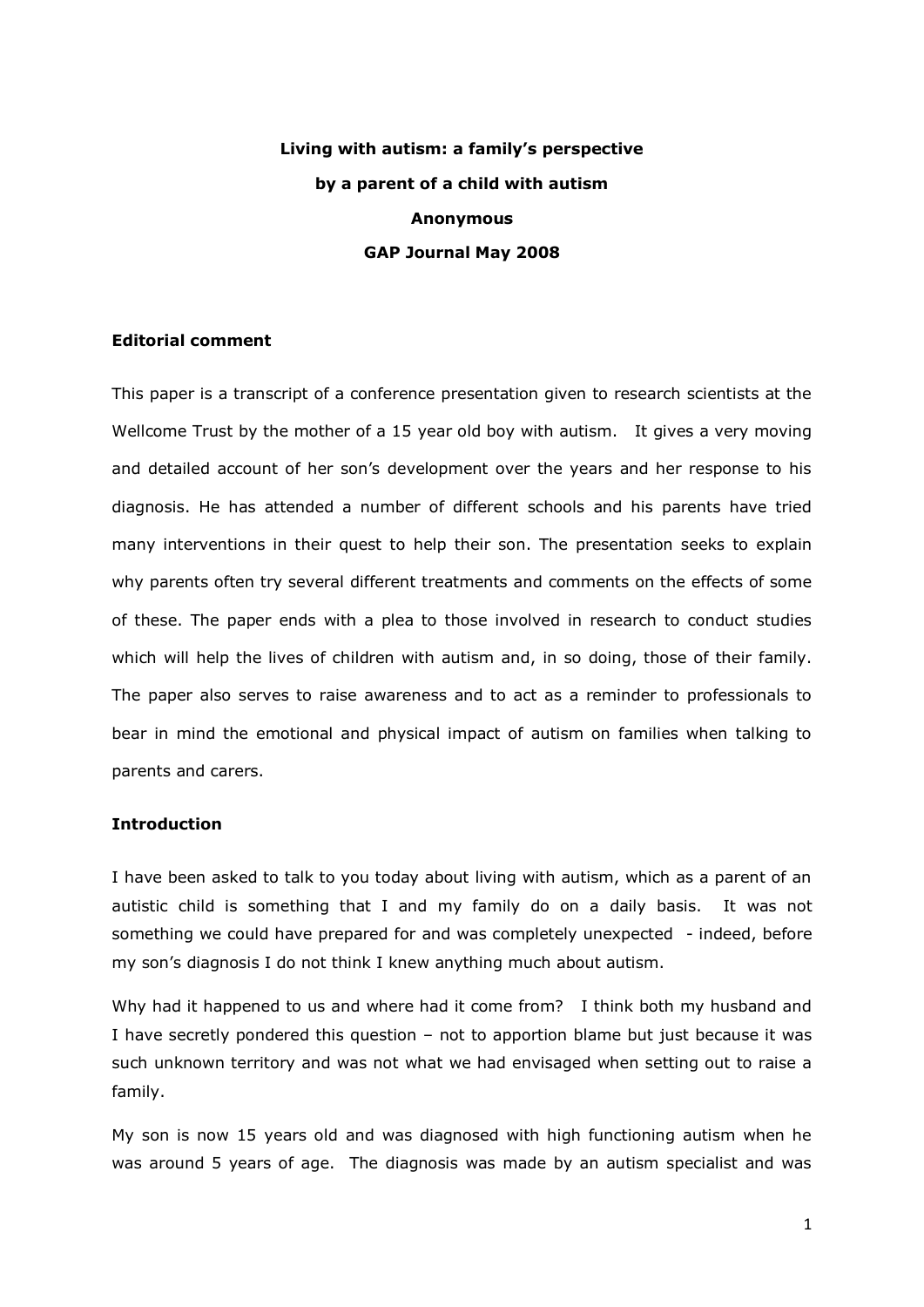# Living with autism: a family's perspective

**by a parent of a child with autism**

**Anonymous**

**GAP Journal May 2008**

## Editorial comment

This paper is a transcript of a conference presentation given to research scientists at the Wellcome Trust by the mother of a 15 year old boy with autism. It gives a very moving and detailed account of her son's development over the years and her response to his diagnosis. He has attended a number of different schools and his parents have tried many interventions in their quest to help their son. The presentation seeks to explain why parents often try several different treatments and comments on the effects of some of these. The paper ends with a plea to those involved in research to conduct studies which will help the lives of children with autism and, in so doing, those of their family. The paper also serves to raise awareness and to act as a reminder to professionals to bear in mind the emotional and physical impact of autism on families when talking to parents and carers.

## Introduction

I have been asked to talk to you today about living with autism, which as a parent of an autistic child is something that I and my family do on a daily basis. It was not something we could have prepared for and was completely unexpected - indeed, before my son's diagnosis I do not think I knew anything much about autism.

Why had it happened to us and where had it come from? I think both my husband and I have secretly pondered this question – not to apportion blame but just because it was such unknown territory and was not what we had envisaged when setting out to raise a family.

My son is now 15 years old and was diagnosed with high functioning autism when he was around 5 years of age. The diagnosis was made by an autism specialist and was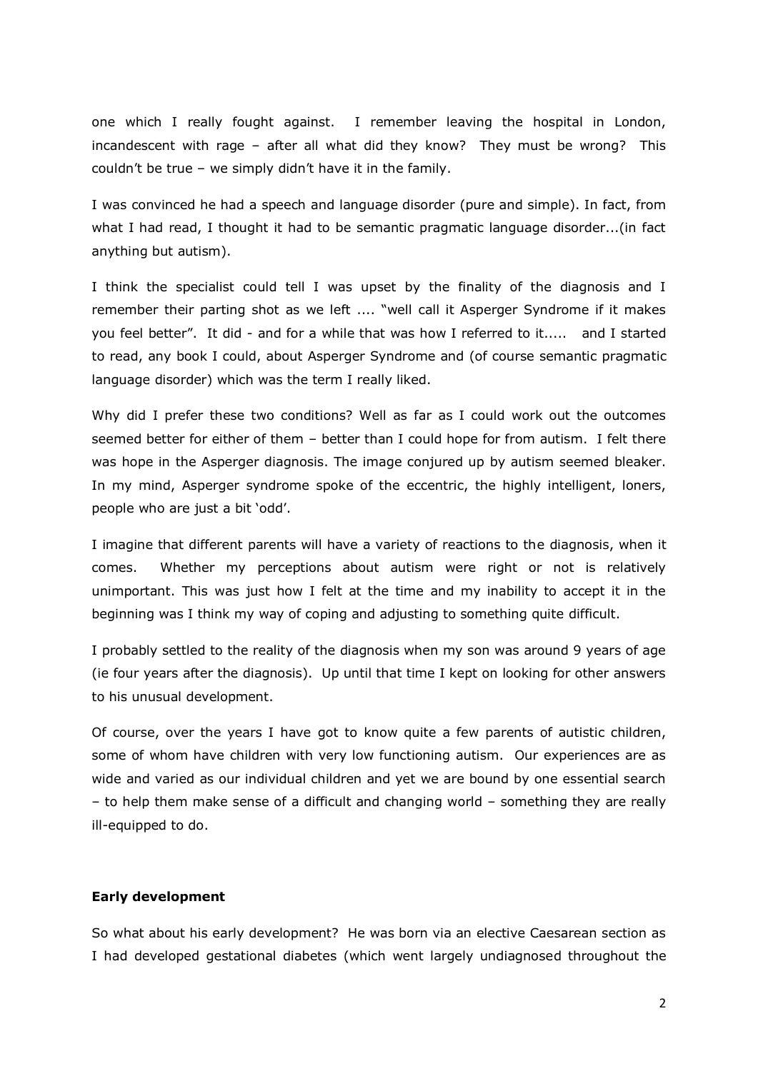one which I really fought against. I remember leaving the hospital in London, incandescent with rage – after all what did they know? They must be wrong? This couldn't be true – we simply didn't have it in the family.

I was convinced he had a speech and language disorder (pure and simple). In fact, from what I had read, I thought it had to be semantic pragmatic language disorder...(in fact anything but autism).

I think the specialist could tell I was upset by the finality of the diagnosis and I remember their parting shot as we left .... "well call it Asperger Syndrome if it makes you feel better". It did - and for a while that was how I referred to it..... and I started to read, any book I could, about Asperger Syndrome and (of course semantic pragmatic language disorder) which was the term I really liked.

Why did I prefer these two conditions? Well as far as I could work out the outcomes seemed better for either of them – better than I could hope for from autism. I felt there was hope in the Asperger diagnosis. The image conjured up by autism seemed bleaker. In my mind, Asperger syndrome spoke of the eccentric, the highly intelligent, loners, people who are just a bit 'odd'.

I imagine that different parents will have a variety of reactions to the diagnosis, when it comes. Whether my perceptions about autism were right or not is relatively unimportant. This was just how I felt at the time and my inability to accept it in the beginning was I think my way of coping and adjusting to something quite difficult.

I probably settled to the reality of the diagnosis when my son was around 9 years of age (ie four years after the diagnosis). Up until that time I kept on looking for other answers to his unusual development.

Of course, over the years I have got to know quite a few parents of autistic children, some of whom have children with very low functioning autism. Our experiences are as wide and varied as our individual children and yet we are bound by one essential search – to help them make sense of a difficult and changing world – something they are really ill-equipped to do.

**Early development**

So what about his early development? He was born via an elective Caesarean section as I had developed gestational diabetes (which went largely undiagnosed throughout the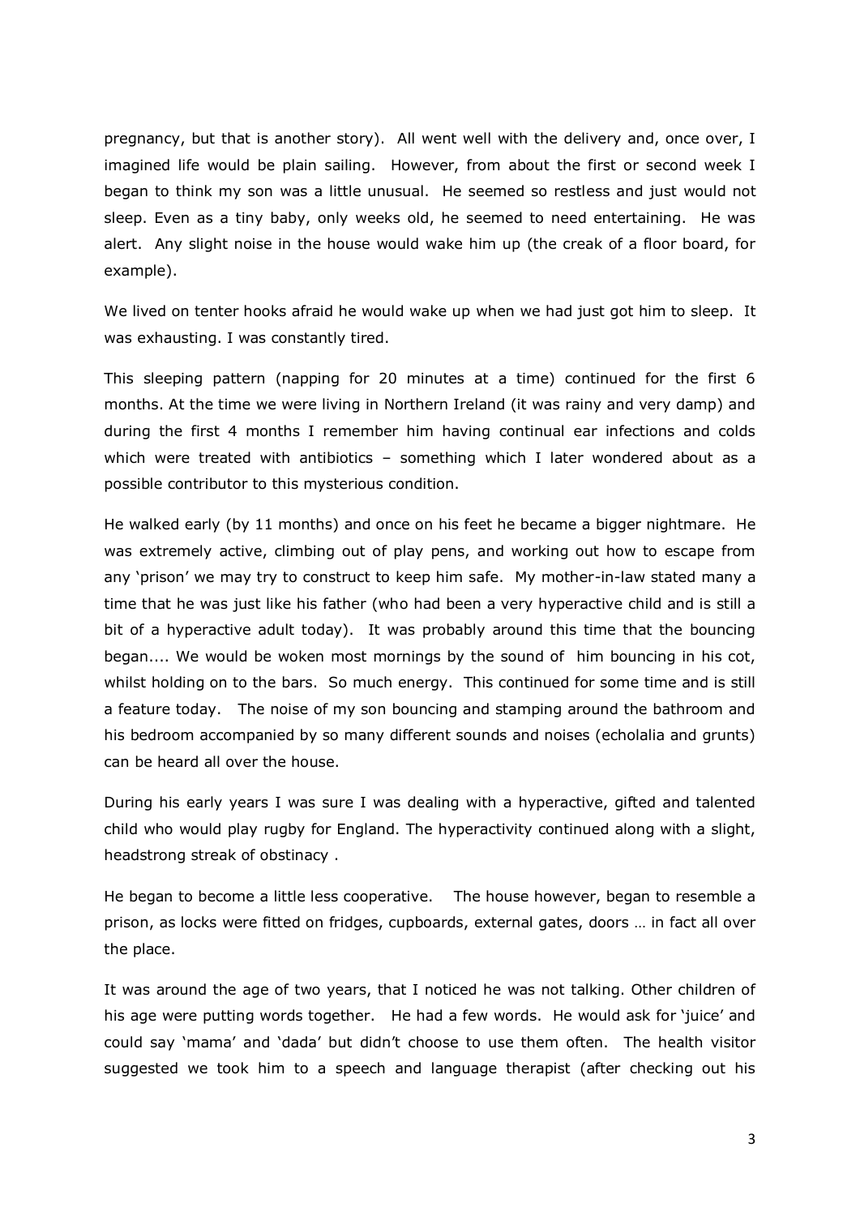pregnancy, but that is another story). All went well with the delivery and, once over, I imagined life would be plain sailing. However, from about the first or second week I began to think my son was a little unusual. He seemed so restless and just would not sleep. Even as a tiny baby, only weeks old, he seemed to need entertaining. He was alert. Any slight noise in the house would wake him up (the creak of a floor board, for example).

We lived on tenter hooks afraid he would wake up when we had just got him to sleep. It was exhausting. I was constantly tired.

This sleeping pattern (napping for 20 minutes at a time) continued for the first 6 months. At the time we were living in Northern Ireland (it was rainy and very damp) and during the first 4 months I remember him having continual ear infections and colds which were treated with antibiotics – something which I later wondered about as a possible contributor to this mysterious condition.

He walked early (by 11 months) and once on his feet he became a bigger nightmare. He was extremely active, climbing out of play pens, and working out how to escape from any 'prison' we may try to construct to keep him safe. My mother-in-law stated many a time that he was just like his father (who had been a very hyperactive child and is still a bit of a hyperactive adult today). It was probably around this time that the bouncing began.... We would be woken most mornings by the sound of him bouncing in his cot, whilst holding on to the bars. So much energy. This continued for some time and is still a feature today. The noise of my son bouncing and stamping around the bathroom and his bedroom accompanied by so many different sounds and noises (echolalia and grunts) can be heard all over the house.

During his early years I was sure I was dealing with a hyperactive, gifted and talented child who would play rugby for England. The hyperactivity continued along with a slight, headstrong streak of obstinacy .

He began to become a little less cooperative. The house however, began to resemble a prison, as locks were fitted on fridges, cupboards, external gates, doors … in fact all over the place.

It was around the age of two years, that I noticed he was not talking. Other children of his age were putting words together. He had a few words. He would ask for 'juice' and could say 'mama' and 'dada' but didn't choose to use them often. The health visitor suggested we took him to a speech and language therapist (after checking out his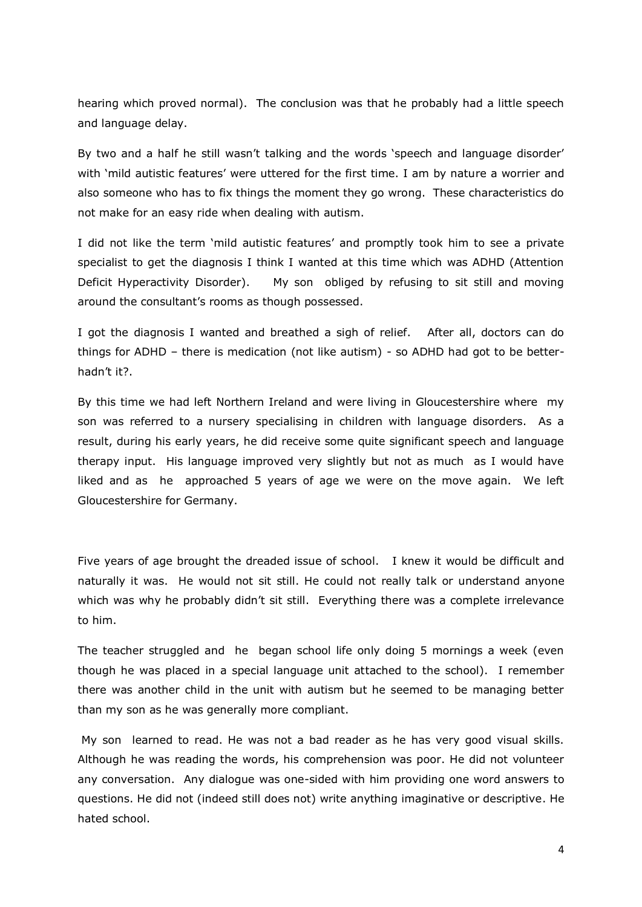hearing which proved normal). The conclusion was that he probably had a little speech and language delay.

By two and a half he still wasn't talking and the words 'speech and language disorder' with 'mild autistic features' were uttered for the first time. I am by nature a worrier and also someone who has to fix things the moment they go wrong. These characteristics do not make for an easy ride when dealing with autism.

I did not like the term 'mild autistic features' and promptly took him to see a private specialist to get the diagnosis I think I wanted at this time which was ADHD (Attention Deficit Hyperactivity Disorder). My son obliged by refusing to sit still and moving around the consultant's rooms as though possessed.

I got the diagnosis I wanted and breathed a sigh of relief. After all, doctors can do things for ADHD – there is medication (not like autism) - so ADHD had got to be better- hadn't it?.

By this time we had left Northern Ireland and were living in Gloucestershire where my son was referred to a nursery specialising in children with language disorders. As a result, during his early years, he did receive some quite significant speech and language therapy input. His language improved very slightly but not as much as I would have liked and as he approached 5 years of age we were on the move again. We left Gloucestershire for Germany.

Five years of age brought the dreaded issue of school. I knew it would be difficult and naturally it was. He would not sit still. He could not really talk or understand anyone which was why he probably didn't sit still. Everything there was a complete irrelevance to him.

The teacher struggled and he began school life only doing 5 mornings a week (even though he was placed in a special language unit attached to the school). I remember there was another child in the unit with autism but he seemed to be managing better than my son as he was generally more compliant.

My son learned to read. He was not a bad reader as he has very good visual skills. Although he was reading the words, his comprehension was poor. He did not volunteer any conversation. Any dialogue was one-sided with him providing one word answers to questions. He did not (indeed still does not) write anything imaginative or descriptive. He hated school.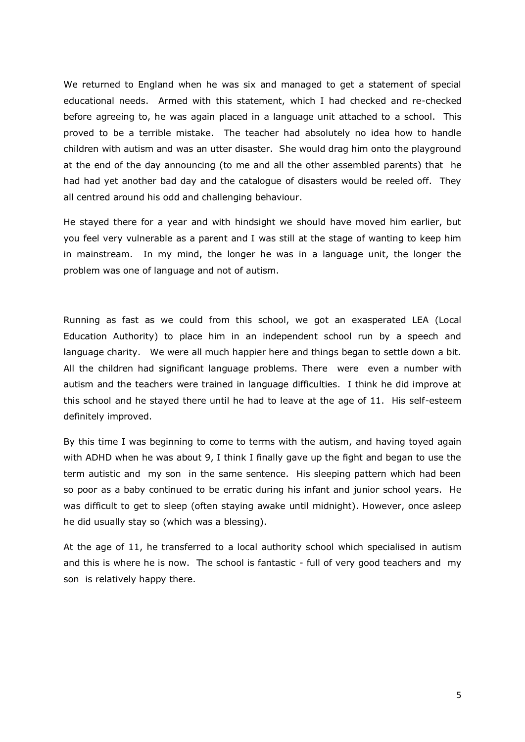We returned to England when he was six and managed to get a statement of special educational needs. Armed with this statement, which I had checked and re-checked before agreeing to, he was again placed in a language unit attached to a school. This proved to be a terrible mistake. The teacher had absolutely no idea how to handle children with autism and was an utter disaster. She would drag him onto the playground at the end of the day announcing (to me and all the other assembled parents) that he had had yet another bad day and the catalogue of disasters would be reeled off. They all centred around his odd and challenging behaviour.

He stayed there for a year and with hindsight we should have moved him earlier, but you feel very vulnerable as a parent and I was still at the stage of wanting to keep him in mainstream. In my mind, the longer he was in a language unit, the longer the problem was one of language and not of autism.

Running as fast as we could from this school, we got an exasperated LEA (Local Education Authority) to place him in an independent school run by a speech and language charity. We were all much happier here and things began to settle down a bit. All the children had significant language problems. There were even a number with autism and the teachers were trained in language difficulties. I think he did improve at this school and he stayed there until he had to leave at the age of 11. His self-esteem definitely improved.

By this time I was beginning to come to terms with the autism, and having toyed again with ADHD when he was about 9, I think I finally gave up the fight and began to use the term autistic and my son in the same sentence. His sleeping pattern which had been so poor as a baby continued to be erratic during his infant and junior school years. He was difficult to get to sleep (often staying awake until midnight). However, once asleep he did usually stay so (which was a blessing).

At the age of 11, he transferred to a local authority school which specialised in autism and this is where he is now. The school is fantastic - full of very good teachers and my son is relatively happy there.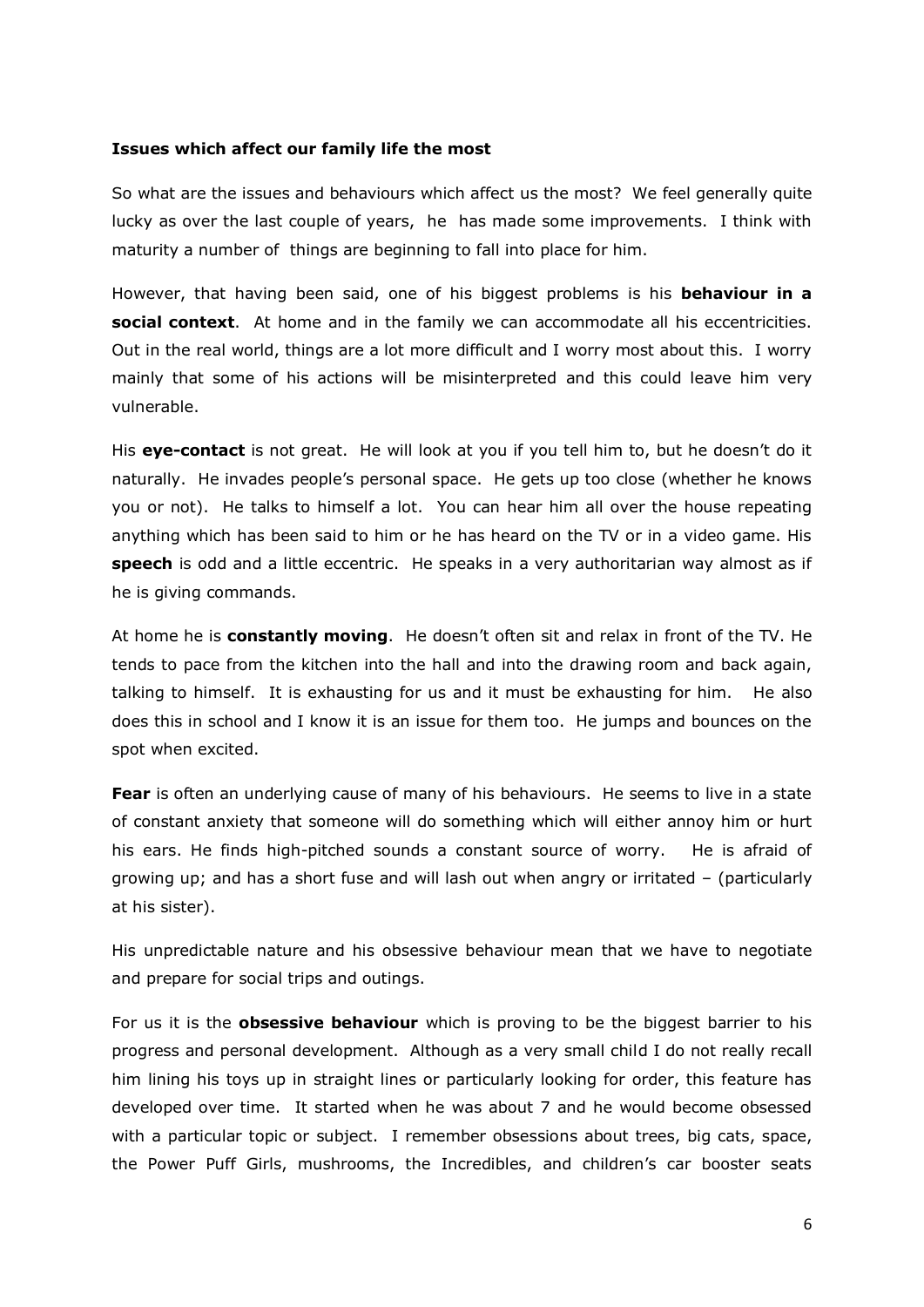**Issues which affect our family life the most**

So what are the issues and behaviours which affect us the most? We feel generally quite lucky as over the last couple of years, he has made some improvements. I think with maturity a number of things are beginning to fall into place for him.

However, that having been said, one of his biggest problems is his **behaviour in a social context**. At home and in the family we can accommodate all his eccentricities. Out in the real world, things are a lot more difficult and I worry most about this. I worry mainly that some of his actions will be misinterpreted and this could leave him very vulnerable.

His **eye-contact** is not great. He will look at you if you tell him to, but he doesn't do it naturally. He invades people's personal space. He gets up too close (whether he knows you or not). He talks to himself a lot. You can hear him all over the house repeating anything which has been said to him or he has heard on the TV or in a video game. His **speech** is odd and a little eccentric. He speaks in a very authoritarian way almost as if he is giving commands.

At home he is **constantly moving**. He doesn't often sit and relax in front of the TV. He tends to pace from the kitchen into the hall and into the drawing room and back again, talking to himself. It is exhausting for us and it must be exhausting for him. He also does this in school and I know it is an issue for them too. He jumps and bounces on the spot when excited.

**Fear** is often an underlying cause of many of his behaviours. He seems to live in a state of constant anxiety that someone will do something which will either annoy him or hurt his ears. He finds high-pitched sounds a constant source of worry. He is afraid of growing up; and has a short fuse and will lash out when angry or irritated – (particularly at his sister).

His unpredictable nature and his obsessive behaviour mean that we have to negotiate and prepare for social trips and outings.

For us it is the **obsessive behaviour** which is proving to be the biggest barrier to his progress and personal development. Although as a very small child I do not really recall him lining his toys up in straight lines or particularly looking for order, this feature has developed over time. It started when he was about 7 and he would become obsessed with a particular topic or subject. I remember obsessions about trees, big cats, space, the Power Puff Girls, mushrooms, the Incredibles, and children's car booster seats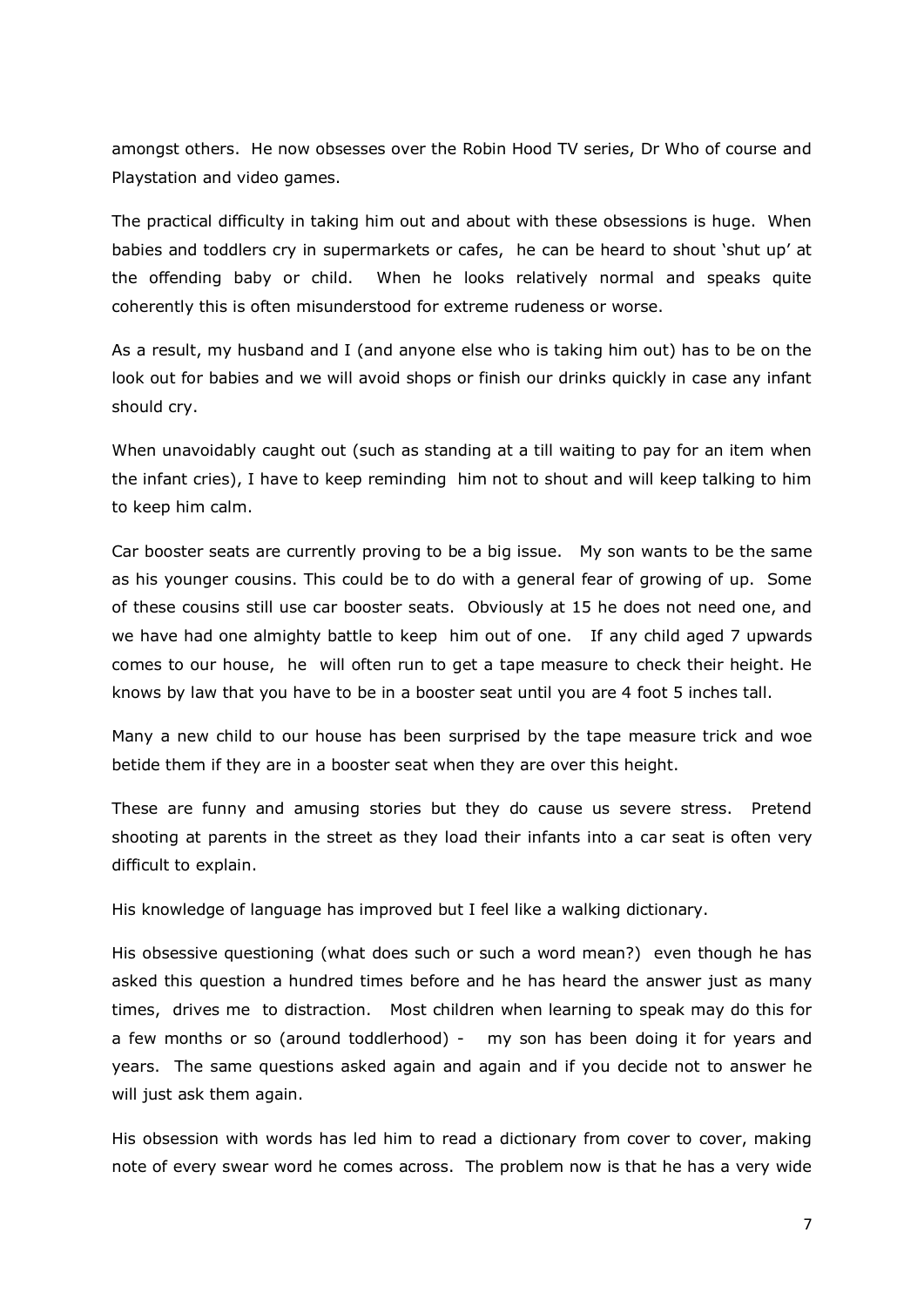amongst others. He now obsesses over the Robin Hood TV series, Dr Who of course and Playstation and video games.

The practical difficulty in taking him out and about with these obsessions is huge. When babies and toddlers cry in supermarkets or cafes, he can be heard to shout 'shut up' at the offending baby or child. When he looks relatively normal and speaks quite coherently this is often misunderstood for extreme rudeness or worse.

As a result, my husband and I (and anyone else who is taking him out) has to be on the look out for babies and we will avoid shops or finish our drinks quickly in case any infant should cry.

When unavoidably caught out (such as standing at a till waiting to pay for an item when the infant cries), I have to keep reminding him not to shout and will keep talking to him to keep him calm.

Car booster seats are currently proving to be a big issue. My son wants to be the same as his younger cousins. This could be to do with a general fear of growing of up. Some of these cousins still use car booster seats. Obviously at 15 he does not need one, and we have had one almighty battle to keep him out of one. If any child aged 7 upwards comes to our house, he will often run to get a tape measure to check their height. He knows by law that you have to be in a booster seat until you are 4 foot 5 inches tall.

Many a new child to our house has been surprised by the tape measure trick and woe betide them if they are in a booster seat when they are over this height.

These are funny and amusing stories but they do cause us severe stress. Pretend shooting at parents in the street as they load their infants into a car seat is often very difficult to explain.

His knowledge of language has improved but I feel like a walking dictionary.

His obsessive questioning (what does such or such a word mean?) even though he has asked this question a hundred times before and he has heard the answer just as many times, drives me to distraction. Most children when learning to speak may do this for a few months or so (around toddlerhood) - my son has been doing it for years and years. The same questions asked again and again and if you decide not to answer he will just ask them again.

His obsession with words has led him to read a dictionary from cover to cover, making note of every swear word he comes across. The problem now is that he has a very wide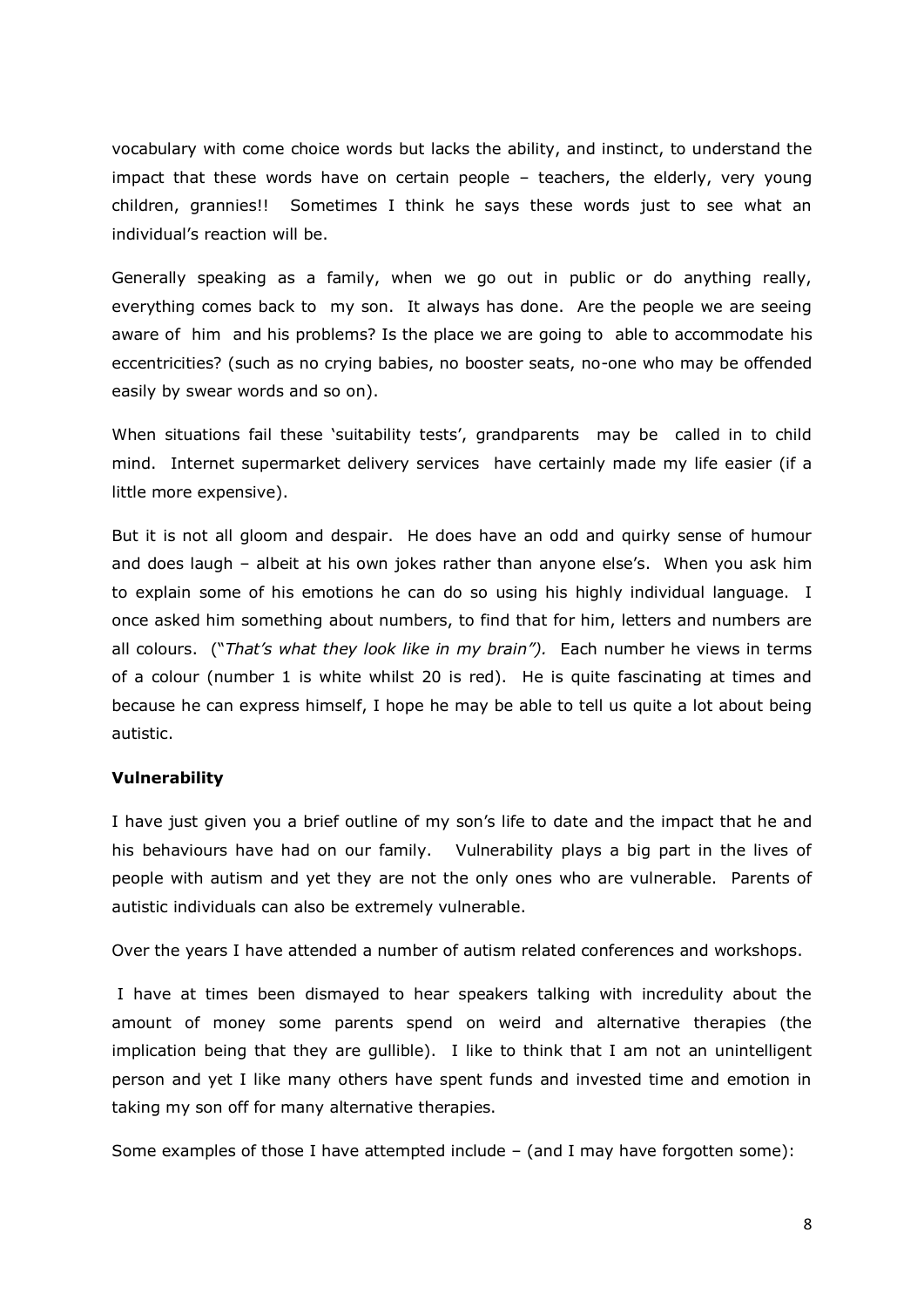vocabulary with come choice words but lacks the ability, and instinct, to understand the impact that these words have on certain people – teachers, the elderly, very young children, grannies!! Sometimes I think he says these words just to see what an individual's reaction will be.

Generally speaking as a family, when we go out in public or do anything really, everything comes back to my son. It always has done. Are the people we are seeing aware of him and his problems? Is the place we are going to able to accommodate his eccentricities? (such as no crying babies, no booster seats, no-one who may be offended easily by swear words and so on).

When situations fail these 'suitability tests', grandparents may be called in to child mind. Internet supermarket delivery services have certainly made my life easier (if a little more expensive).

But it is not all gloom and despair. He does have an odd and quirky sense of humour and does laugh – albeit at his own jokes rather than anyone else's. When you ask him to explain some of his emotions he can do so using his highly individual language. I once asked him something about numbers, to find that for him, letters and numbers are all colours. ("*That's what they look like in my brain").* Each number he views in terms of a colour (number 1 is white whilst 20 is red). He is quite fascinating at times and because he can express himself, I hope he may be able to tell us quite a lot about being autistic.

**Vulnerability**

I have just given you a brief outline of my son's life to date and the impact that he and his behaviours have had on our family. Vulnerability plays a big part in the lives of people with autism and yet they are not the only ones who are vulnerable. Parents of autistic individuals can also be extremely vulnerable.

Over the years I have attended a number of autism related conferences and workshops.

I have at times been dismayed to hear speakers talking with incredulity about the amount of money some parents spend on weird and alternative therapies (the implication being that they are gullible). I like to think that I am not an unintelligent person and yet I like many others have spent funds and invested time and emotion in taking my son off for many alternative therapies.

Some examples of those I have attempted include – (and I may have forgotten some):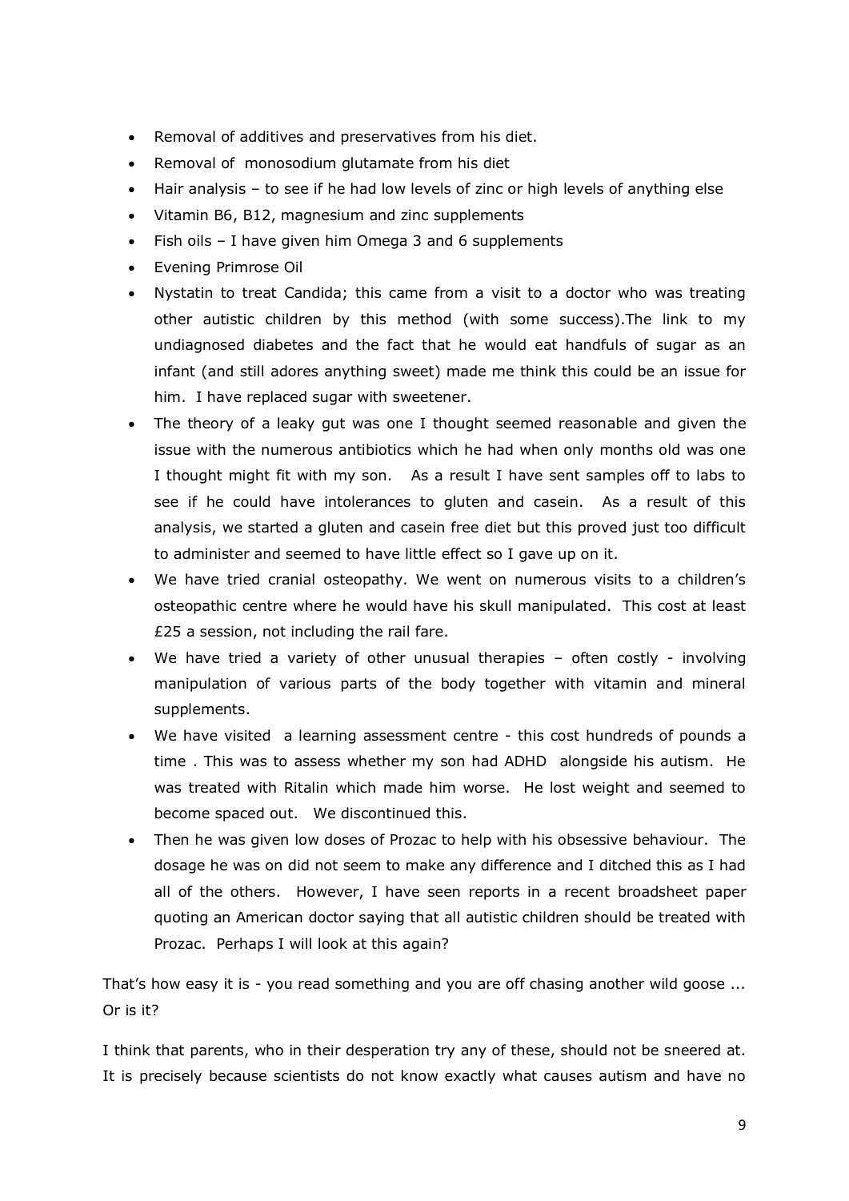- Removal of additives and preservatives from his diet.
- Removal of monosodium glutamate from his diet
- Hair analysis – to see if he had low levels of zinc or high levels of anything else
- Vitamin B6, B12, magnesium and zinc supplements
- Fish oils – I have given him Omega 3 and 6 supplements
- Evening Primrose Oil
- Nystatin to treat Candida; this came from a visit to a doctor who was treating other autistic children by this method (with some success).The link to my undiagnosed diabetes and the fact that he would eat handfuls of sugar as an infant (and still adores anything sweet) made me think this could be an issue for him. I have replaced sugar with sweetener.
- The theory of a leaky gut was one I thought seemed reasonable and given the issue with the numerous antibiotics which he had when only months old was one I thought might fit with my son. As a result I have sent samples off to labs to see if he could have intolerances to gluten and casein. As a result of this analysis, we started a gluten and casein free diet but this proved just too difficult to administer and seemed to have little effect so I gave up on it.
- We have tried cranial osteopathy. We went on numerous visits to a children's osteopathic centre where he would have his skull manipulated. This cost at least £25 a session, not including the rail fare.
- We have tried a variety of other unusual therapies – often costly - involving manipulation of various parts of the body together with vitamin and mineral supplements.
- We have visited a learning assessment centre - this cost hundreds of pounds a time . This was to assess whether my son had ADHD alongside his autism. He was treated with Ritalin which made him worse. He lost weight and seemed to become spaced out. We discontinued this.
- Then he was given low doses of Prozac to help with his obsessive behaviour. The dosage he was on did not seem to make any difference and I ditched this as I had all of the others. However, I have seen reports in a recent broadsheet paper quoting an American doctor saying that all autistic children should be treated with Prozac. Perhaps I will look at this again?

That's how easy it is - you read something and you are off chasing another wild goose ... Or is it?

I think that parents, who in their desperation try any of these, should not be sneered at. It is precisely because scientists do not know exactly what causes autism and have no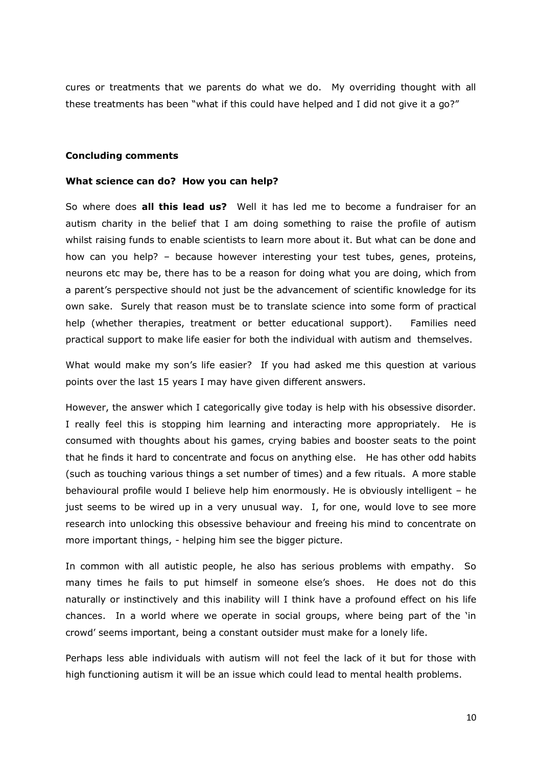cures or treatments that we parents do what we do. My overriding thought with all these treatments has been "what if this could have helped and I did not give it a go?"

**Concluding comments**

**What science can do? How you can help?**

So where does **all this lead us?** Well it has led me to become a fundraiser for an autism charity in the belief that I am doing something to raise the profile of autism whilst raising funds to enable scientists to learn more about it. But what can be done and how can you help? – because however interesting your test tubes, genes, proteins, neurons etc may be, there has to be a reason for doing what you are doing, which from a parent's perspective should not just be the advancement of scientific knowledge for its own sake. Surely that reason must be to translate science into some form of practical help (whether therapies, treatment or better educational support). Families need practical support to make life easier for both the individual with autism and themselves.

What would make my son's life easier? If you had asked me this question at various points over the last 15 years I may have given different answers.

However, the answer which I categorically give today is help with his obsessive disorder. I really feel this is stopping him learning and interacting more appropriately. He is consumed with thoughts about his games, crying babies and booster seats to the point that he finds it hard to concentrate and focus on anything else. He has other odd habits (such as touching various things a set number of times) and a few rituals. A more stable behavioural profile would I believe help him enormously. He is obviously intelligent – he just seems to be wired up in a very unusual way. I, for one, would love to see more research into unlocking this obsessive behaviour and freeing his mind to concentrate on more important things, - helping him see the bigger picture.

In common with all autistic people, he also has serious problems with empathy. So many times he fails to put himself in someone else's shoes. He does not do this naturally or instinctively and this inability will I think have a profound effect on his life chances. In a world where we operate in social groups, where being part of the 'in crowd' seems important, being a constant outsider must make for a lonely life.

Perhaps less able individuals with autism will not feel the lack of it but for those with high functioning autism it will be an issue which could lead to mental health problems.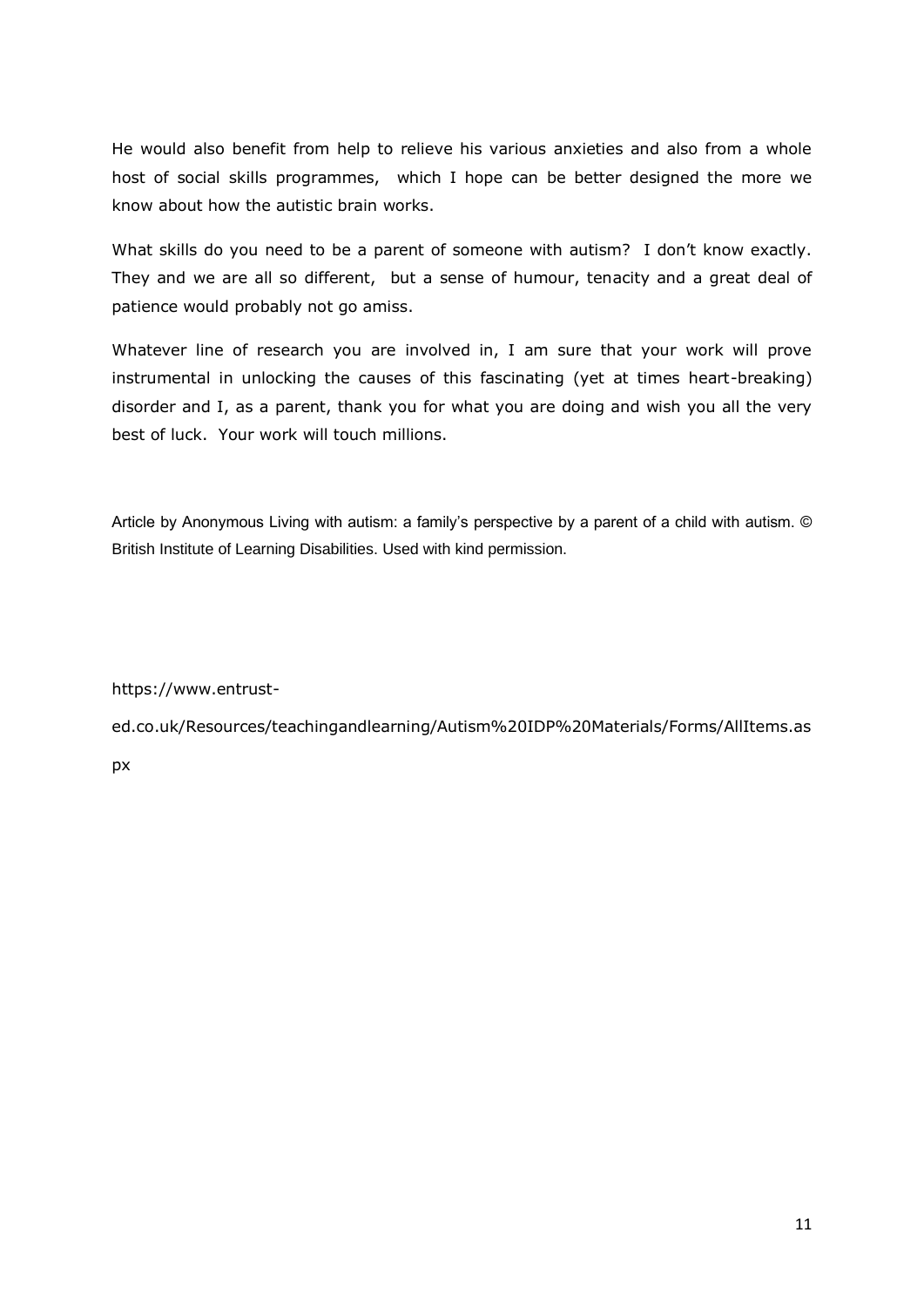He would also benefit from help to relieve his various anxieties and also from a whole host of social skills programmes, which I hope can be better designed the more we know about how the autistic brain works.

What skills do you need to be a parent of someone with autism? I don't know exactly. They and we are all so different, but a sense of humour, tenacity and a great deal of patience would probably not go amiss.

Whatever line of research you are involved in, I am sure that your work will prove instrumental in unlocking the causes of this fascinating (yet at times heart-breaking) disorder and I, as a parent, thank you for what you are doing and wish you all the very best of luck. Your work will touch millions.

Article by Anonymous Living with autism: a family's perspective by a parent of a child with autism. © British Institute of Learning Disabilities. Used with kind permission.

https://www.entrust-ed.co.uk/Resources/teachingandlearning/Autism%20IDP%20Materials/Forms/AllItems.aspx